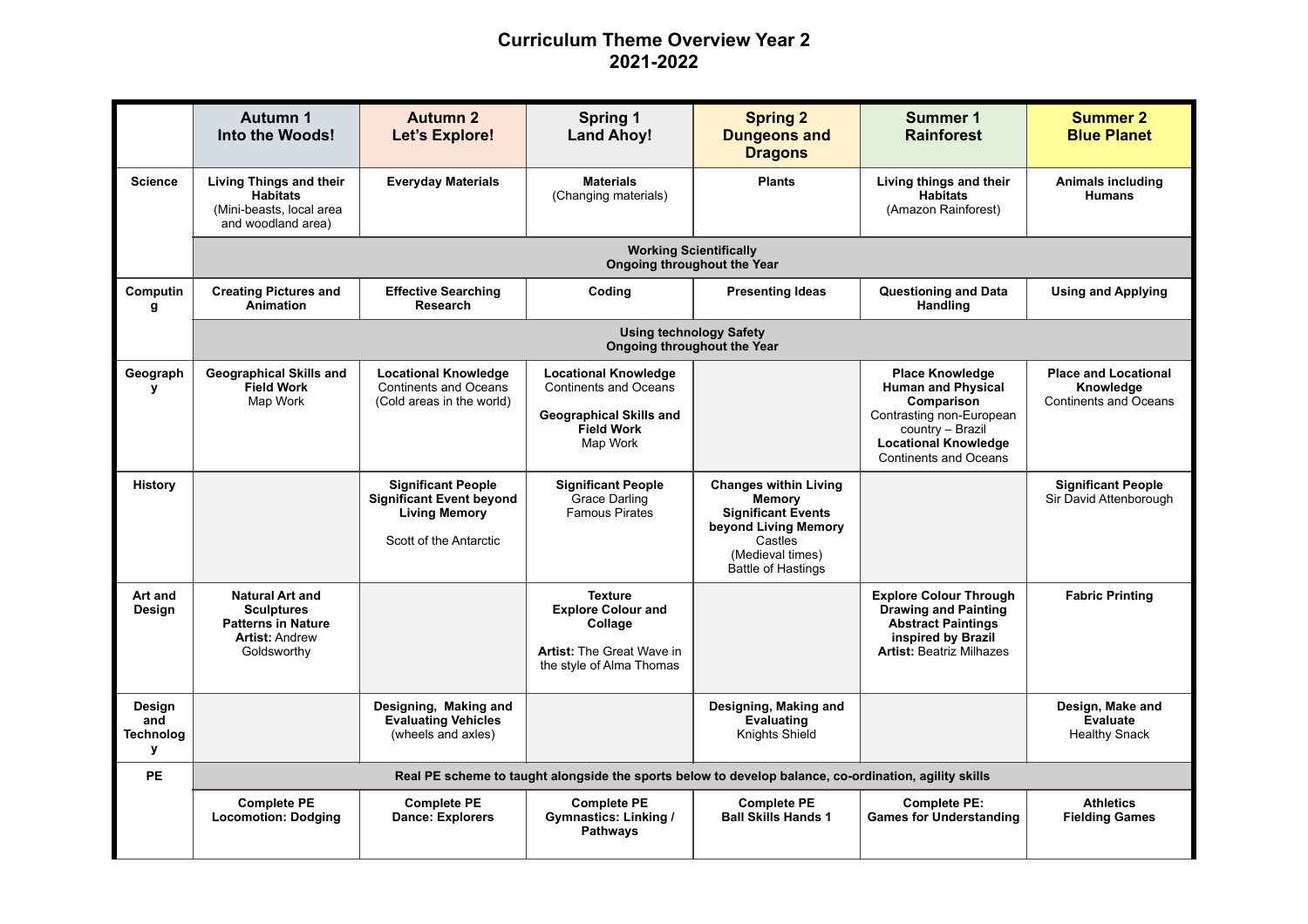# Curriculum Theme Overview Year 2
# 2021-2022

| | **Autumn 1 Into the Woods!** | **Autumn 2 Let's Explore!** | **Spring 1 Land Ahoy!** | **Spring 2 Dungeons and Dragons** | **Summer 1 Rainforest** | **Summer 2 Blue Planet** |
|---|---|---|---|---|---|---|
| **Science** | **Living Things and their Habitats** (Mini-beasts, local area and woodland area) | **Everyday Materials** | **Materials** (Changing materials) | **Plants** | **Living things and their Habitats** (Amazon Rainforest) | **Animals including Humans** |
| | **Working Scientifically Ongoing throughout the Year** | | | | | |
| **Computing** | **Creating Pictures and Animation** | **Effective Searching Research** | **Coding** | **Presenting Ideas** | **Questioning and Data Handling** | **Using and Applying** |
| | **Using technology Safety Ongoing throughout the Year** | | | | | |
| **Geography** | **Geographical Skills and Field Work** Map Work | **Locational Knowledge** Continents and Oceans (Cold areas in the world) | **Locational Knowledge** Continents and Oceans **Geographical Skills and Field Work** Map Work | | **Place Knowledge Human and Physical Comparison** Contrasting non-European country – Brazil **Locational Knowledge** Continents and Oceans | **Place and Locational Knowledge** Continents and Oceans |
| **History** | | **Significant People Significant Event beyond Living Memory** Scott of the Antarctic | **Significant People** Grace Darling Famous Pirates | **Changes within Living Memory Significant Events beyond Living Memory** Castles (Medieval times) Battle of Hastings | | **Significant People** Sir David Attenborough |
| **Art and Design** | **Natural Art and Sculptures Patterns in Nature Artist:** Andrew Goldsworthy | | **Texture Explore Colour and Collage Artist:** The Great Wave in the style of Alma Thomas | | **Explore Colour Through Drawing and Painting Abstract Paintings inspired by Brazil Artist:** Beatriz Milhazes | **Fabric Printing** |
| **Design and Technology** | | **Designing, Making and Evaluating Vehicles** (wheels and axles) | | **Designing, Making and Evaluating** Knights Shield | | **Design, Make and Evaluate** Healthy Snack |
| **PE** | **Real PE scheme to taught alongside the sports below to develop balance, co-ordination, agility skills** | | | | | |
| | **Complete PE Locomotion: Dodging** | **Complete PE Dance: Explorers** | **Complete PE Gymnastics: Linking / Pathways** | **Complete PE Ball Skills Hands 1** | **Complete PE: Games for Understanding** | **Athletics Fielding Games** |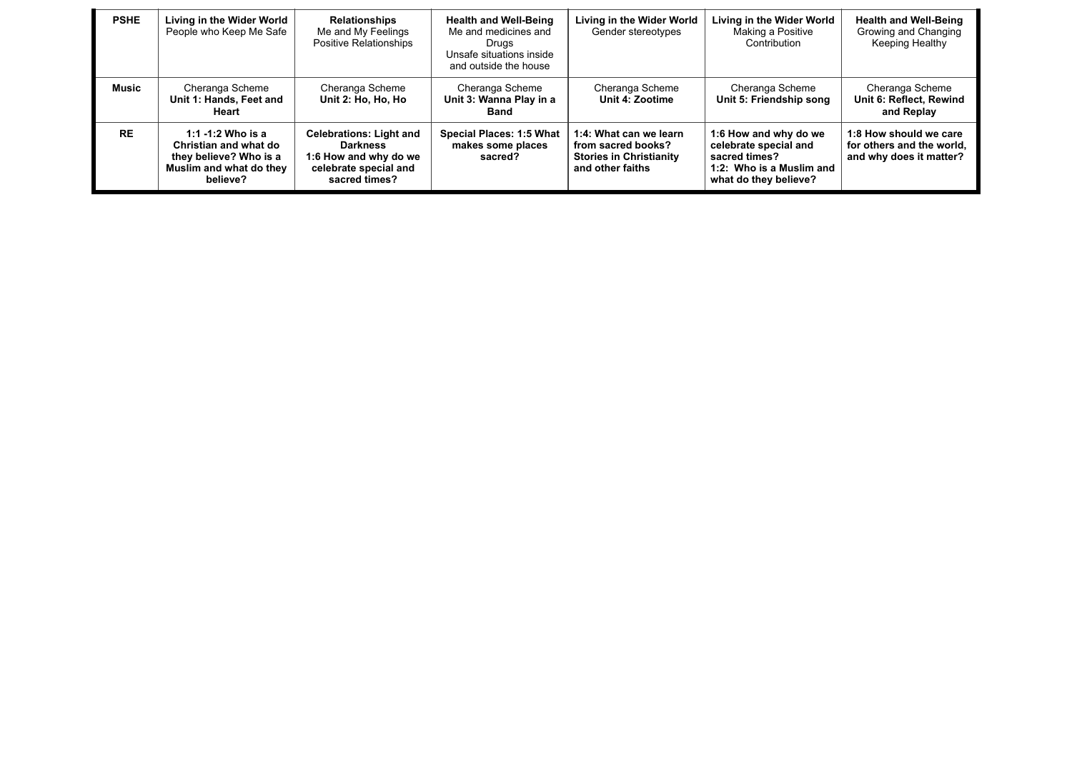| | | | | | | |
|---|---|---|---|---|---|---|
| **PSHE** | **Living in the Wider World** People who Keep Me Safe | **Relationships** Me and My Feelings Positive Relationships | **Health and Well-Being** Me and medicines and Drugs Unsafe situations inside and outside the house | **Living in the Wider World** Gender stereotypes | **Living in the Wider World** Making a Positive Contribution | **Health and Well-Being** Growing and Changing Keeping Healthy |
| **Music** | Cheranga Scheme **Unit 1: Hands, Feet and Heart** | Cheranga Scheme **Unit 2: Ho, Ho, Ho** | Cheranga Scheme **Unit 3: Wanna Play in a Band** | Cheranga Scheme **Unit 4: Zootime** | Cheranga Scheme **Unit 5: Friendship song** | Cheranga Scheme **Unit 6: Reflect, Rewind and Replay** |
| **RE** | **1:1 -1:2 Who is a Christian and what do they believe? Who is a Muslim and what do they believe?** | **Celebrations: Light and Darkness 1:6 How and why do we celebrate special and sacred times?** | **Special Places: 1:5 What makes some places sacred?** | **1:4: What can we learn from sacred books? Stories in Christianity and other faiths** | **1:6 How and why do we celebrate special and sacred times? 1:2: Who is a Muslim and what do they believe?** | **1:8 How should we care for others and the world, and why does it matter?** |